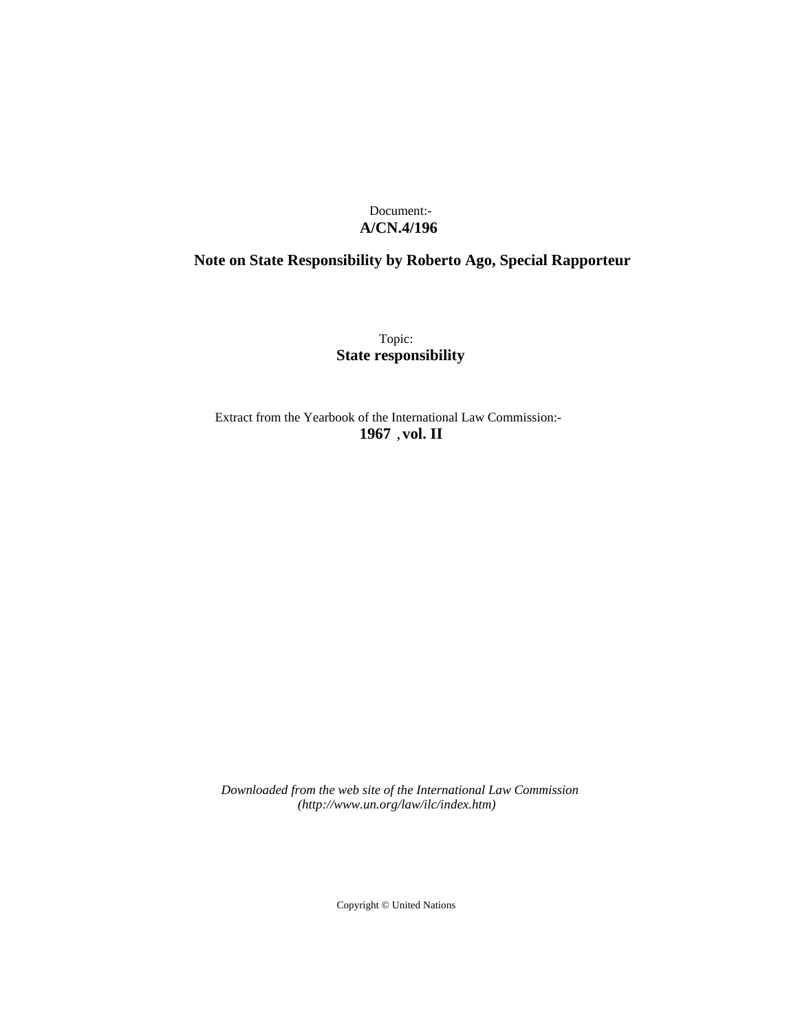Document:-
**A/CN.4/196**

## Note on State Responsibility by Roberto Ago, Special Rapporteur

Topic:
**State responsibility**

Extract from the Yearbook of the International Law Commission:-
**1967** , **vol. II**

*Downloaded from the web site of the International Law Commission*
*(http://www.un.org/law/ilc/index.htm)*

Copyright © United Nations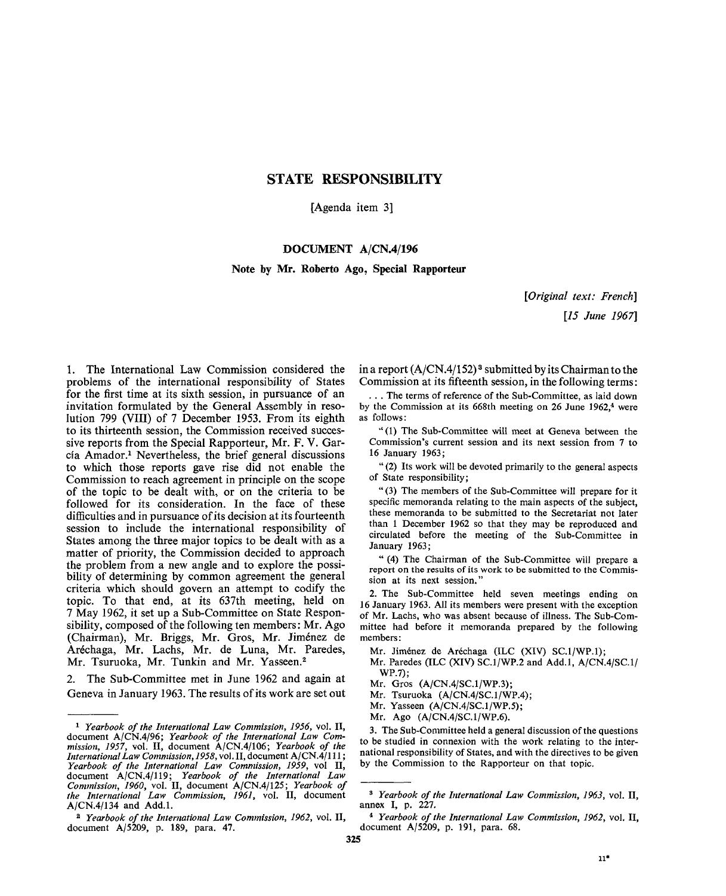# STATE RESPONSIBILITY

[Agenda item 3]

## DOCUMENT A/CN.4/196

### Note by Mr. Roberto Ago, Special Rapporteur

*[Original text: French]*
*[15 June 1967]*

1. The International Law Commission considered the problems of the international responsibility of States for the first time at its sixth session, in pursuance of an invitation formulated by the General Assembly in resolution 799 (VIII) of 7 December 1953. From its eighth to its thirteenth session, the Commission received successive reports from the Special Rapporteur, Mr. F. V. García Amador.[1] Nevertheless, the brief general discussions to which those reports gave rise did not enable the Commission to reach agreement in principle on the scope of the topic to be dealt with, or on the criteria to be followed for its consideration. In the face of these difficulties and in pursuance of its decision at its fourteenth session to include the international responsibility of States among the three major topics to be dealt with as a matter of priority, the Commission decided to approach the problem from a new angle and to explore the possibility of determining by common agreement the general criteria which should govern an attempt to codify the topic. To that end, at its 637th meeting, held on 7 May 1962, it set up a Sub-Committee on State Responsibility, composed of the following ten members: Mr. Ago (Chairman), Mr. Briggs, Mr. Gros, Mr. Jiménez de Aréchaga, Mr. Lachs, Mr. de Luna, Mr. Paredes, Mr. Tsuruoka, Mr. Tunkin and Mr. Yasseen.[2]

2. The Sub-Committee met in June 1962 and again at Geneva in January 1963. The results of its work are set out in a report (A/CN.4/152)[3] submitted by its Chairman to the Commission at its fifteenth session, in the following terms:

> . . . The terms of reference of the Sub-Committee, as laid down by the Commission at its 668th meeting on 26 June 1962,[4] were as follows:
>
> "(1) The Sub-Committee will meet at Geneva between the Commission's current session and its next session from 7 to 16 January 1963;
>
> "(2) Its work will be devoted primarily to the general aspects of State responsibility;
>
> "(3) The members of the Sub-Committee will prepare for it specific memoranda relating to the main aspects of the subject, these memoranda to be submitted to the Secretariat not later than 1 December 1962 so that they may be reproduced and circulated before the meeting of the Sub-Committee in January 1963;
>
> "(4) The Chairman of the Sub-Committee will prepare a report on the results of its work to be submitted to the Commission at its next session."
>
> 2. The Sub-Committee held seven meetings ending on 16 January 1963. All its members were present with the exception of Mr. Lachs, who was absent because of illness. The Sub-Committee had before it memoranda prepared by the following members:
>
> Mr. Jiménez de Aréchaga (ILC (XIV) SC.1/WP.1);
> Mr. Paredes (ILC (XIV) SC.1/WP.2 and Add.1, A/CN.4/SC.1/WP.7);
> Mr. Gros (A/CN.4/SC.1/WP.3);
> Mr. Tsuruoka (A/CN.4/SC.1/WP.4);
> Mr. Yasseen (A/CN.4/SC.1/WP.5);
> Mr. Ago (A/CN.4/SC.1/WP.6).
>
> 3. The Sub-Committee held a general discussion of the questions to be studied in connexion with the work relating to the international responsibility of States, and with the directives to be given by the Commission to the Rapporteur on that topic.

---

[1] *Yearbook of the International Law Commission, 1956*, vol. II, document A/CN.4/96; *Yearbook of the International Law Commission, 1957*, vol. II, document A/CN.4/106; *Yearbook of the International Law Commission, 1958*, vol. II, document A/CN.4/111; *Yearbook of the International Law Commission, 1959*, vol II, document A/CN.4/119; *Yearbook of the International Law Commission, 1960*, vol. II, document A/CN.4/125; *Yearbook of the International Law Commission, 1961*, vol. II, document A/CN.4/134 and Add.1.

[2] *Yearbook of the International Law Commission, 1962*, vol. II, document A/5209, p. 189, para. 47.

[3] *Yearbook of the International Law Commission, 1963*, vol. II, annex I, p. 227.

[4] *Yearbook of the International Law Commission, 1962*, vol. II, document A/5209, p. 191, para. 68.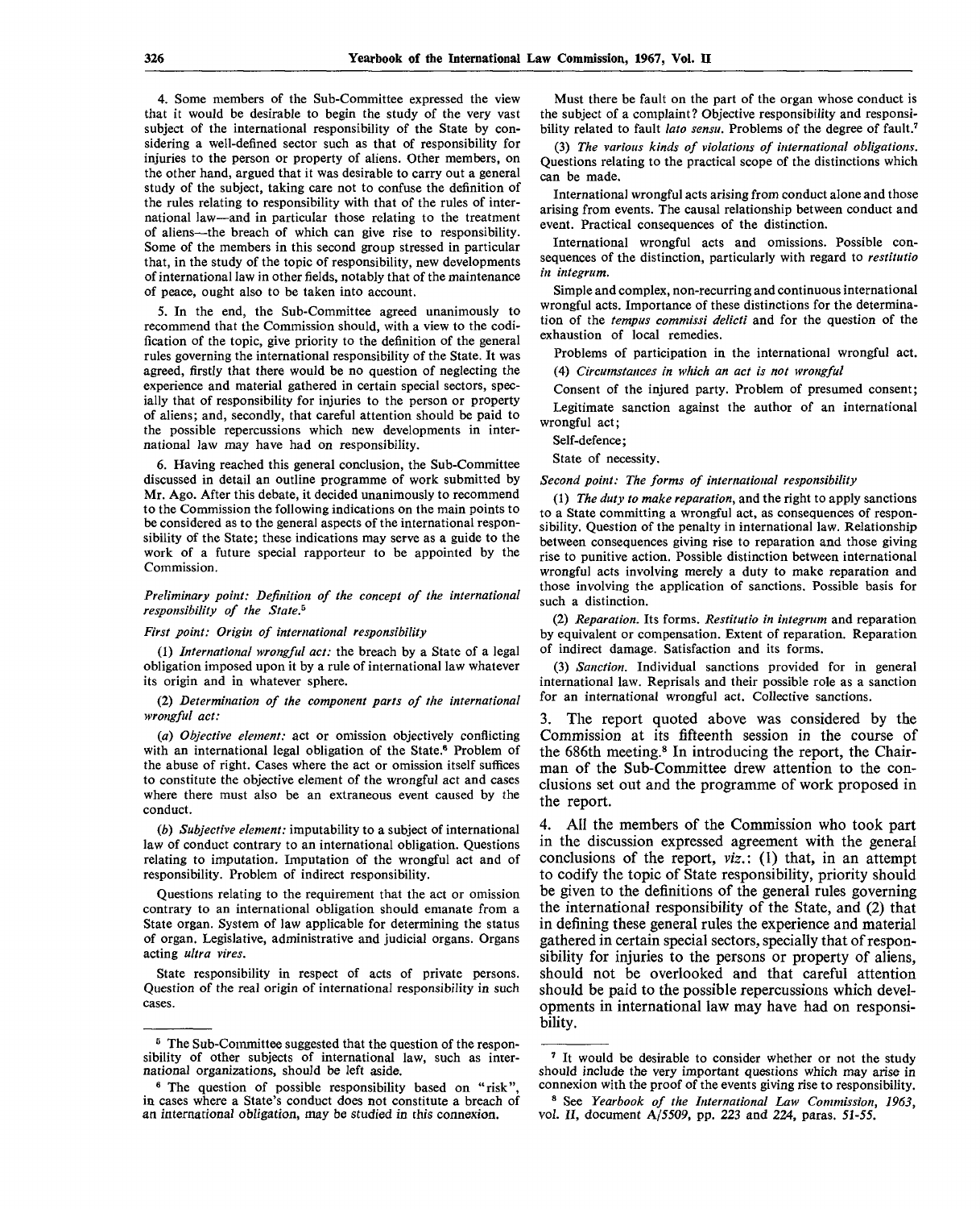4. Some members of the Sub-Committee expressed the view that it would be desirable to begin the study of the very vast subject of the international responsibility of the State by considering a well-defined sector such as that of responsibility for injuries to the person or property of aliens. Other members, on the other hand, argued that it was desirable to carry out a general study of the subject, taking care not to confuse the definition of the rules relating to responsibility with that of the rules of international law—and in particular those relating to the treatment of aliens—the breach of which can give rise to responsibility. Some of the members in this second group stressed in particular that, in the study of the topic of responsibility, new developments of international law in other fields, notably that of the maintenance of peace, ought also to be taken into account.

5. In the end, the Sub-Committee agreed unanimously to recommend that the Commission should, with a view to the codification of the topic, give priority to the definition of the general rules governing the international responsibility of the State. It was agreed, firstly that there would be no question of neglecting the experience and material gathered in certain special sectors, specially that of responsibility for injuries to the person or property of aliens; and, secondly, that careful attention should be paid to the possible repercussions which new developments in international law may have had on responsibility.

6. Having reached this general conclusion, the Sub-Committee discussed in detail an outline programme of work submitted by Mr. Ago. After this debate, it decided unanimously to recommend to the Commission the following indications on the main points to be considered as to the general aspects of the international responsibility of the State; these indications may serve as a guide to the work of a future special rapporteur to be appointed by the Commission.

*Preliminary point: Definition of the concept of the international responsibility of the State.*[5]

*First point: Origin of international responsibility*

(1) *International wrongful act:* the breach by a State of a legal obligation imposed upon it by a rule of international law whatever its origin and in whatever sphere.

(2) *Determination of the component parts of the international wrongful act:*

(*a*) *Objective element:* act or omission objectively conflicting with an international legal obligation of the State.[6] Problem of the abuse of right. Cases where the act or omission itself suffices to constitute the objective element of the wrongful act and cases where there must also be an extraneous event caused by the conduct.

(*b*) *Subjective element:* imputability to a subject of international law of conduct contrary to an international obligation. Questions relating to imputation. Imputation of the wrongful act and of responsibility. Problem of indirect responsibility.

Questions relating to the requirement that the act or omission contrary to an international obligation should emanate from a State organ. System of law applicable for determining the status of organ. Legislative, administrative and judicial organs. Organs acting *ultra vires*.

State responsibility in respect of acts of private persons. Question of the real origin of international responsibility in such cases.

Must there be fault on the part of the organ whose conduct is the subject of a complaint? Objective responsibility and responsibility related to fault *lato sensu*. Problems of the degree of fault.[7]

(3) *The various kinds of violations of international obligations.* Questions relating to the practical scope of the distinctions which can be made.

International wrongful acts arising from conduct alone and those arising from events. The causal relationship between conduct and event. Practical consequences of the distinction.

International wrongful acts and omissions. Possible consequences of the distinction, particularly with regard to *restitutio in integrum*.

Simple and complex, non-recurring and continuous international wrongful acts. Importance of these distinctions for the determination of the *tempus commissi delicti* and for the question of the exhaustion of local remedies.

Problems of participation in the international wrongful act.

(4) *Circumstances in which an act is not wrongful*

Consent of the injured party. Problem of presumed consent;

Legitimate sanction against the author of an international wrongful act;

Self-defence;

State of necessity.

*Second point: The forms of international responsibility*

(1) *The duty to make reparation*, and the right to apply sanctions to a State committing a wrongful act, as consequences of responsibility. Question of the penalty in international law. Relationship between consequences giving rise to reparation and those giving rise to punitive action. Possible distinction between international wrongful acts involving merely a duty to make reparation and those involving the application of sanctions. Possible basis for such a distinction.

(2) *Reparation.* Its forms. *Restitutio in integrum* and reparation by equivalent or compensation. Extent of reparation. Reparation of indirect damage. Satisfaction and its forms.

(3) *Sanction.* Individual sanctions provided for in general international law. Reprisals and their possible role as a sanction for an international wrongful act. Collective sanctions.

3. The report quoted above was considered by the Commission at its fifteenth session in the course of the 686th meeting.[8] In introducing the report, the Chairman of the Sub-Committee drew attention to the conclusions set out and the programme of work proposed in the report.

4. All the members of the Commission who took part in the discussion expressed agreement with the general conclusions of the report, *viz.*: (1) that, in an attempt to codify the topic of State responsibility, priority should be given to the definitions of the general rules governing the international responsibility of the State, and (2) that in defining these general rules the experience and material gathered in certain special sectors, specially that of responsibility for injuries to the persons or property of aliens, should not be overlooked and that careful attention should be paid to the possible repercussions which developments in international law may have had on responsibility.

---

[5] The Sub-Committee suggested that the question of the responsibility of other subjects of international law, such as international organizations, should be left aside.

[6] The question of possible responsibility based on "risk", in cases where a State's conduct does not constitute a breach of an international obligation, may be studied in this connexion.

[7] It would be desirable to consider whether or not the study should include the very important questions which may arise in connexion with the proof of the events giving rise to responsibility.

[8] See *Yearbook of the International Law Commission, 1963*, vol. II, document A/5509, pp. 223 and 224, paras. 51-55.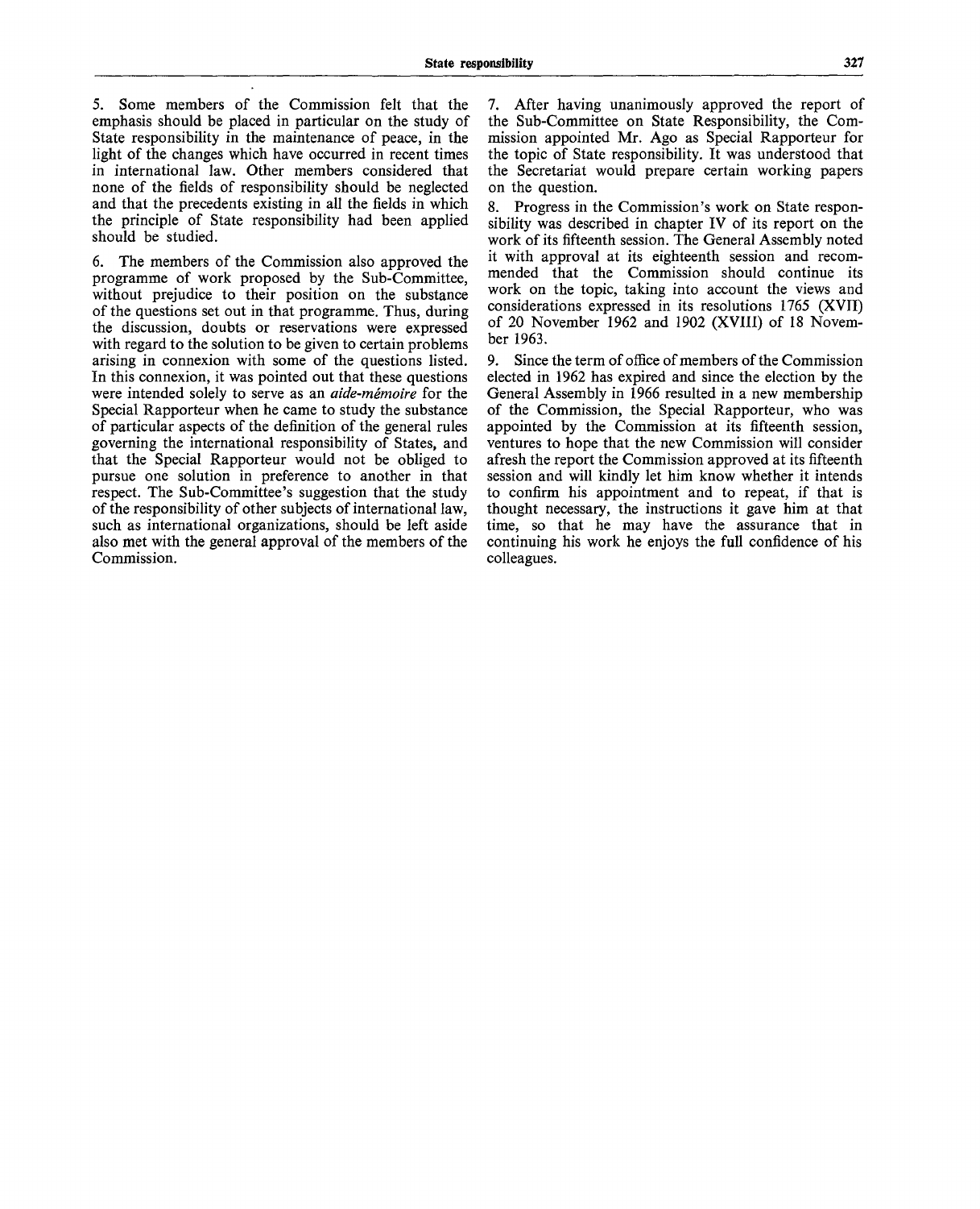5. Some members of the Commission felt that the emphasis should be placed in particular on the study of State responsibility in the maintenance of peace, in the light of the changes which have occurred in recent times in international law. Other members considered that none of the fields of responsibility should be neglected and that the precedents existing in all the fields in which the principle of State responsibility had been applied should be studied.

6. The members of the Commission also approved the programme of work proposed by the Sub-Committee, without prejudice to their position on the substance of the questions set out in that programme. Thus, during the discussion, doubts or reservations were expressed with regard to the solution to be given to certain problems arising in connexion with some of the questions listed. In this connexion, it was pointed out that these questions were intended solely to serve as an *aide-mémoire* for the Special Rapporteur when he came to study the substance of particular aspects of the definition of the general rules governing the international responsibility of States, and that the Special Rapporteur would not be obliged to pursue one solution in preference to another in that respect. The Sub-Committee's suggestion that the study of the responsibility of other subjects of international law, such as international organizations, should be left aside also met with the general approval of the members of the Commission.

7. After having unanimously approved the report of the Sub-Committee on State Responsibility, the Commission appointed Mr. Ago as Special Rapporteur for the topic of State responsibility. It was understood that the Secretariat would prepare certain working papers on the question.

8. Progress in the Commission's work on State responsibility was described in chapter IV of its report on the work of its fifteenth session. The General Assembly noted it with approval at its eighteenth session and recommended that the Commission should continue its work on the topic, taking into account the views and considerations expressed in its resolutions 1765 (XVII) of 20 November 1962 and 1902 (XVIII) of 18 November 1963.

9. Since the term of office of members of the Commission elected in 1962 has expired and since the election by the General Assembly in 1966 resulted in a new membership of the Commission, the Special Rapporteur, who was appointed by the Commission at its fifteenth session, ventures to hope that the new Commission will consider afresh the report the Commission approved at its fifteenth session and will kindly let him know whether it intends to confirm his appointment and to repeat, if that is thought necessary, the instructions it gave him at that time, so that he may have the assurance that in continuing his work he enjoys the full confidence of his colleagues.